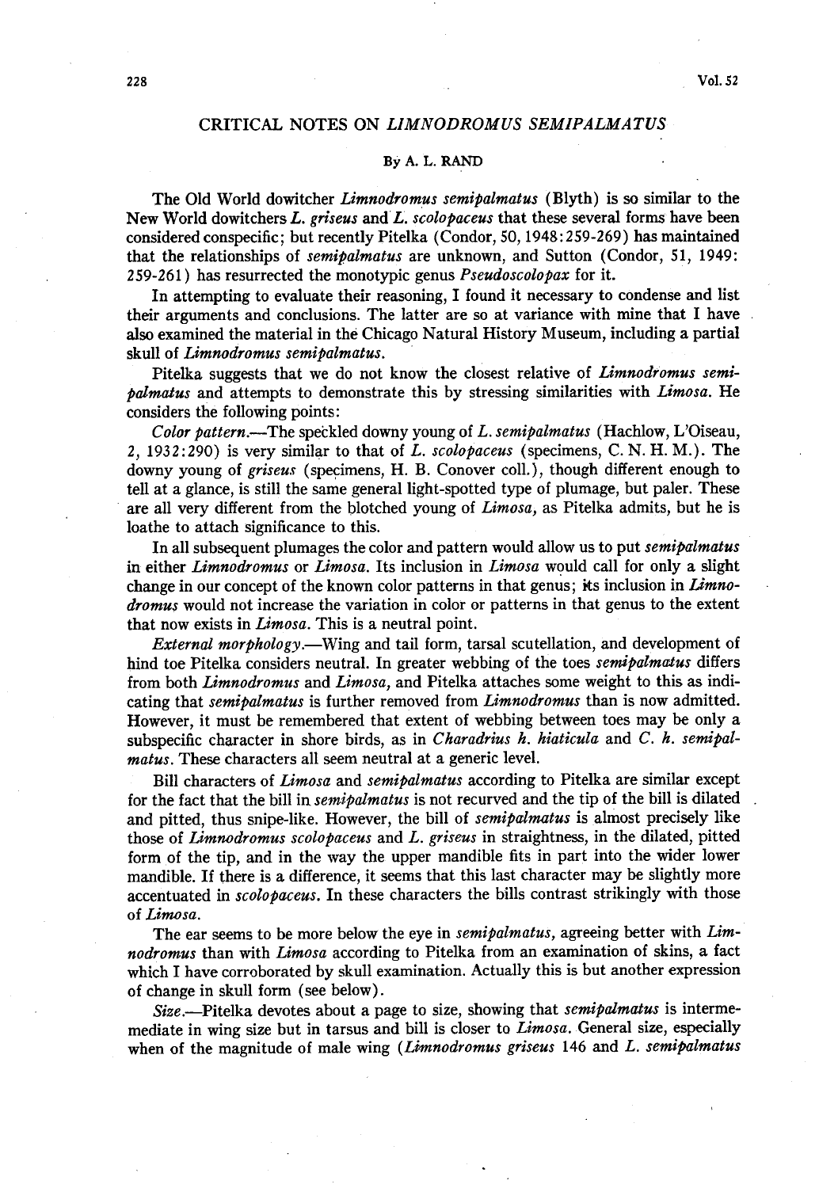# CRITICAL NOTES ON *LIMNODROMUS SEMIPALMATUS*

By A. L. RAND

The Old World dowitcher *Limnodromus semipalmatus* (Blyth) is so similar to the New World dowitchers *L. griseus* and *L. scolopaceus* that these several forms have been considered conspecific; but recently Pitelka (Condor, 50, 1948:259-269) has maintained that the relationships of *semipalmatus* are unknown, and Sutton (Condor, 51, 1949: 259-261) has resurrected the monotypic genus *Pseudoscolopax* for it.

In attempting to evaluate their reasoning, I found it necessary to condense and list their arguments and conclusions. The latter are so at variance with mine that I have also examined the material in the Chicago Natural History Museum, including a partial skull of *Limnodromus semipalmatus.*

Pitelka suggests that we do not know the closest relative of *Limnodromus semipalmatus* and attempts to demonstrate this by stressing similarities with *Limosa.* He considers the following points:

*Color pattern.*—The speckled downy young of *L. semipalmatus* (Hachlow, L'Oiseau, 2, 1932:290) is very similar to that of *L. scolopaceus* (specimens, C. N. H. M.). The downy young of *griseus* (specimens, H. B. Conover coll.), though different enough to tell at a glance, is still the same general light-spotted type of plumage, but paler. These are all very different from the blotched young of *Limosa,* as Pitelka admits, but he is loathe to attach significance to this.

In all subsequent plumages the color and pattern would allow us to put *semipalmatus* in either *Limnodromus* or *Limosa.* Its inclusion in *Limosa* would call for only a slight change in our concept of the known color patterns in that genus; its inclusion in *Limnodromus* would not increase the variation in color or patterns in that genus to the extent that now exists in *Limosa.* This is a neutral point.

*External morphology.*—Wing and tail form, tarsal scutellation, and development of hind toe Pitelka considers neutral. In greater webbing of the toes *semipalmatus* differs from both *Limnodromus* and *Limosa,* and Pitelka attaches some weight to this as indicating that *semipalmatus* is further removed from *Limnodromus* than is now admitted. However, it must be remembered that extent of webbing between toes may be only a subspecific character in shore birds, as in *Charadrius h. hiaticula* and *C. h. semipalmatus.* These characters all seem neutral at a generic level.

Bill characters of *Limosa* and *semipalmatus* according to Pitelka are similar except for the fact that the bill in *semipalmatus* is not recurved and the tip of the bill is dilated and pitted, thus snipe-like. However, the bill of *semipalmatus* is almost precisely like those of *Limnodromus scolopaceus* and *L. griseus* in straightness, in the dilated, pitted form of the tip, and in the way the upper mandible fits in part into the wider lower mandible. If there is a difference, it seems that this last character may be slightly more accentuated in *scolopaceus.* In these characters the bills contrast strikingly with those of *Limosa.*

The ear seems to be more below the eye in *semipalmatus,* agreeing better with *Limnodromus* than with *Limosa* according to Pitelka from an examination of skins, a fact which I have corroborated by skull examination. Actually this is but another expression of change in skull form (see below).

*Size.*—Pitelka devotes about a page to size, showing that *semipalmatus* is intermemediate in wing size but in tarsus and bill is closer to *Limosa.* General size, especially when of the magnitude of male wing (*Limnodromus griseus* 146 and *L. semipalmatus*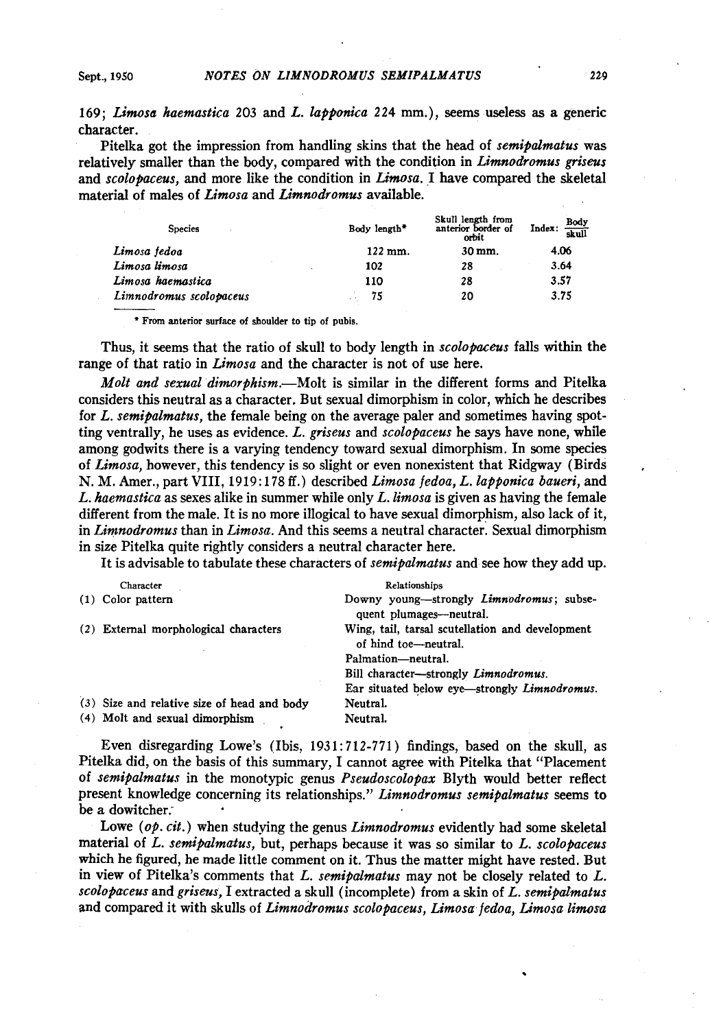169; *Limosa haemastica* 203 and *L. lapponica* 224 mm.), seems useless as a generic character.

Pitelka got the impression from handling skins that the head of *semipalmatus* was relatively smaller than the body, compared with the condition in *Limnodromus griseus* and *scolopaceus*, and more like the condition in *Limosa*. I have compared the skeletal material of males of *Limosa* and *Limnodromus* available.

| Species | Body length* | Skull length from anterior border of orbit | Index: $\frac{\text{Body}}{\text{skull}}$ |
|---|---|---|---|
| *Limosa fedoa* | 122 mm. | 30 mm. | 4.06 |
| *Limosa limosa* | 102 | 28 | 3.64 |
| *Limosa haemastica* | 110 | 28 | 3.57 |
| *Limnodromus scolopaceus* | 75 | 20 | 3.75 |

\* From anterior surface of shoulder to tip of pubis.

Thus, it seems that the ratio of skull to body length in *scolopaceus* falls within the range of that ratio in *Limosa* and the character is not of use here.

*Molt and sexual dimorphism.*—Molt is similar in the different forms and Pitelka considers this neutral as a character. But sexual dimorphism in color, which he describes for *L. semipalmatus*, the female being on the average paler and sometimes having spotting ventrally, he uses as evidence. *L. griseus* and *scolopaceus* he says have none, while among godwits there is a varying tendency toward sexual dimorphism. In some species of *Limosa*, however, this tendency is so slight or even nonexistent that Ridgway (Birds N. M. Amer., part VIII, 1919:178 ff.) described *Limosa fedoa*, *L. lapponica baueri*, and *L. haemastica* as sexes alike in summer while only *L. limosa* is given as having the female different from the male. It is no more illogical to have sexual dimorphism, also lack of it, in *Limnodromus* than in *Limosa*. And this seems a neutral character. Sexual dimorphism in size Pitelka quite rightly considers a neutral character here.

It is advisable to tabulate these characters of *semipalmatus* and see how they add up.

| Character | Relationships |
|---|---|
| (1) Color pattern | Downy young—strongly *Limnodromus*; subsequent plumages—neutral. |
| (2) External morphological characters | Wing, tail, tarsal scutellation and development of hind toe—neutral. |
| | Palmation—neutral. |
| | Bill character—strongly *Limnodromus*. |
| | Ear situated below eye—strongly *Limnodromus*. |
| (3) Size and relative size of head and body | Neutral. |
| (4) Molt and sexual dimorphism | Neutral. |

Even disregarding Lowe's (Ibis, 1931:712-771) findings, based on the skull, as Pitelka did, on the basis of this summary, I cannot agree with Pitelka that "Placement of *semipalmatus* in the monotypic genus *Pseudoscolopax* Blyth would better reflect present knowledge concerning its relationships." *Limnodromus semipalmatus* seems to be a dowitcher.

Lowe (*op. cit.*) when studying the genus *Limnodromus* evidently had some skeletal material of *L. semipalmatus*, but, perhaps because it was so similar to *L. scolopaceus* which he figured, he made little comment on it. Thus the matter might have rested. But in view of Pitelka's comments that *L. semipalmatus* may not be closely related to *L. scolopaceus* and *griseus*, I extracted a skull (incomplete) from a skin of *L. semipalmatus* and compared it with skulls of *Limnodromus scolopaceus*, *Limosa fedoa*, *Limosa limosa*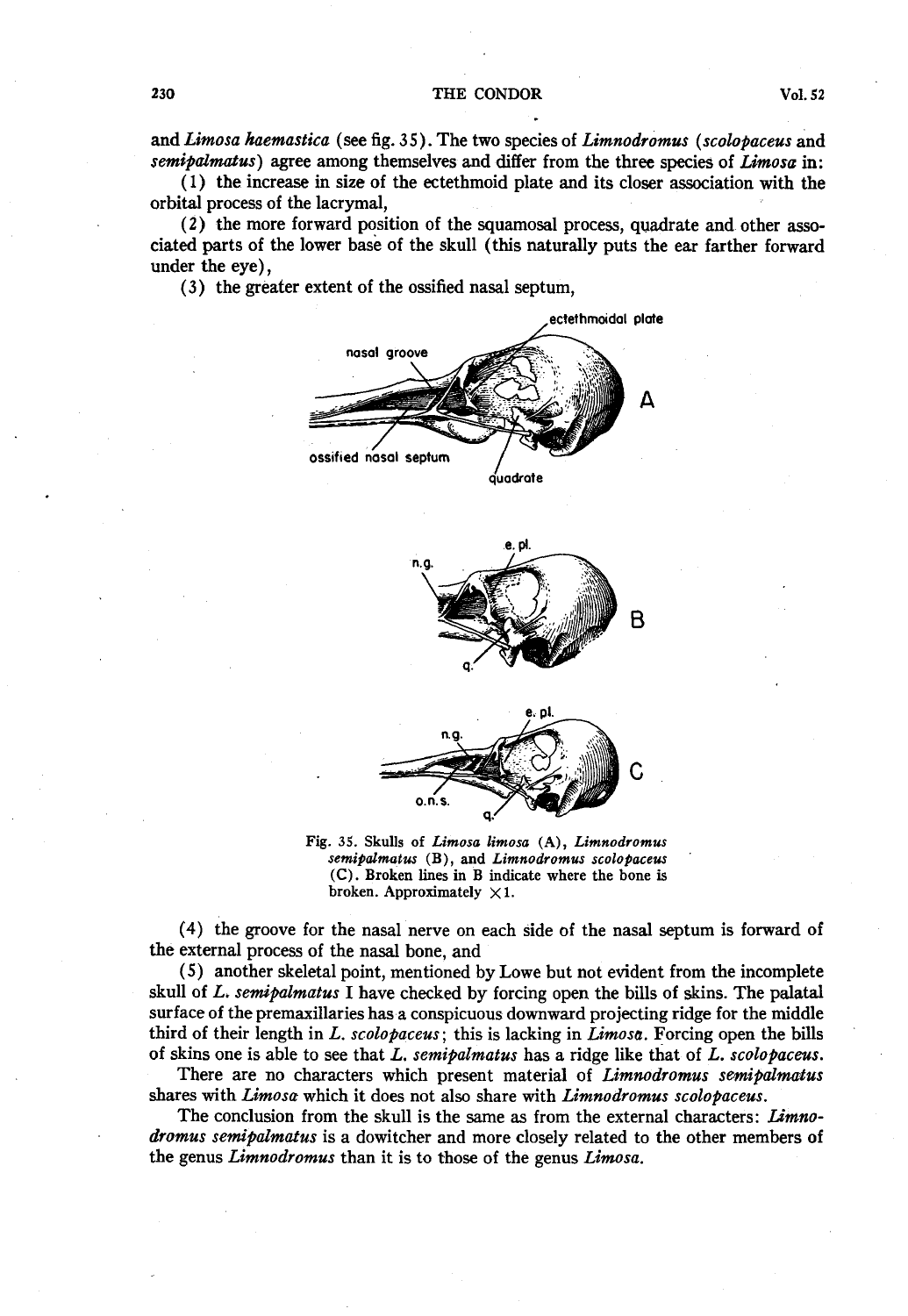and *Limosa haemastica* (see fig. 35). The two species of *Limnodromus* (*scolopaceus* and *semipalmatus*) agree among themselves and differ from the three species of *Limosa* in:

(1) the increase in size of the ectethmoid plate and its closer association with the orbital process of the lacrymal,

(2) the more forward position of the squamosal process, quadrate and other associated parts of the lower base of the skull (this naturally puts the ear farther forward under the eye),

(3) the greater extent of the ossified nasal septum,

Fig. 35. Skulls of *Limosa limosa* (A), *Limnodromus semipalmatus* (B), and *Limnodromus scolopaceus* (C). Broken lines in B indicate where the bone is broken. Approximately ×1.

(4) the groove for the nasal nerve on each side of the nasal septum is forward of the external process of the nasal bone, and

(5) another skeletal point, mentioned by Lowe but not evident from the incomplete skull of *L. semipalmatus* I have checked by forcing open the bills of skins. The palatal surface of the premaxillaries has a conspicuous downward projecting ridge for the middle third of their length in *L. scolopaceus*; this is lacking in *Limosa*. Forcing open the bills of skins one is able to see that *L. semipalmatus* has a ridge like that of *L. scolopaceus*.

There are no characters which present material of *Limnodromus semipalmatus* shares with *Limosa* which it does not also share with *Limnodromus scolopaceus*.

The conclusion from the skull is the same as from the external characters: *Limnodromus semipalmatus* is a dowitcher and more closely related to the other members of the genus *Limnodromus* than it is to those of the genus *Limosa*.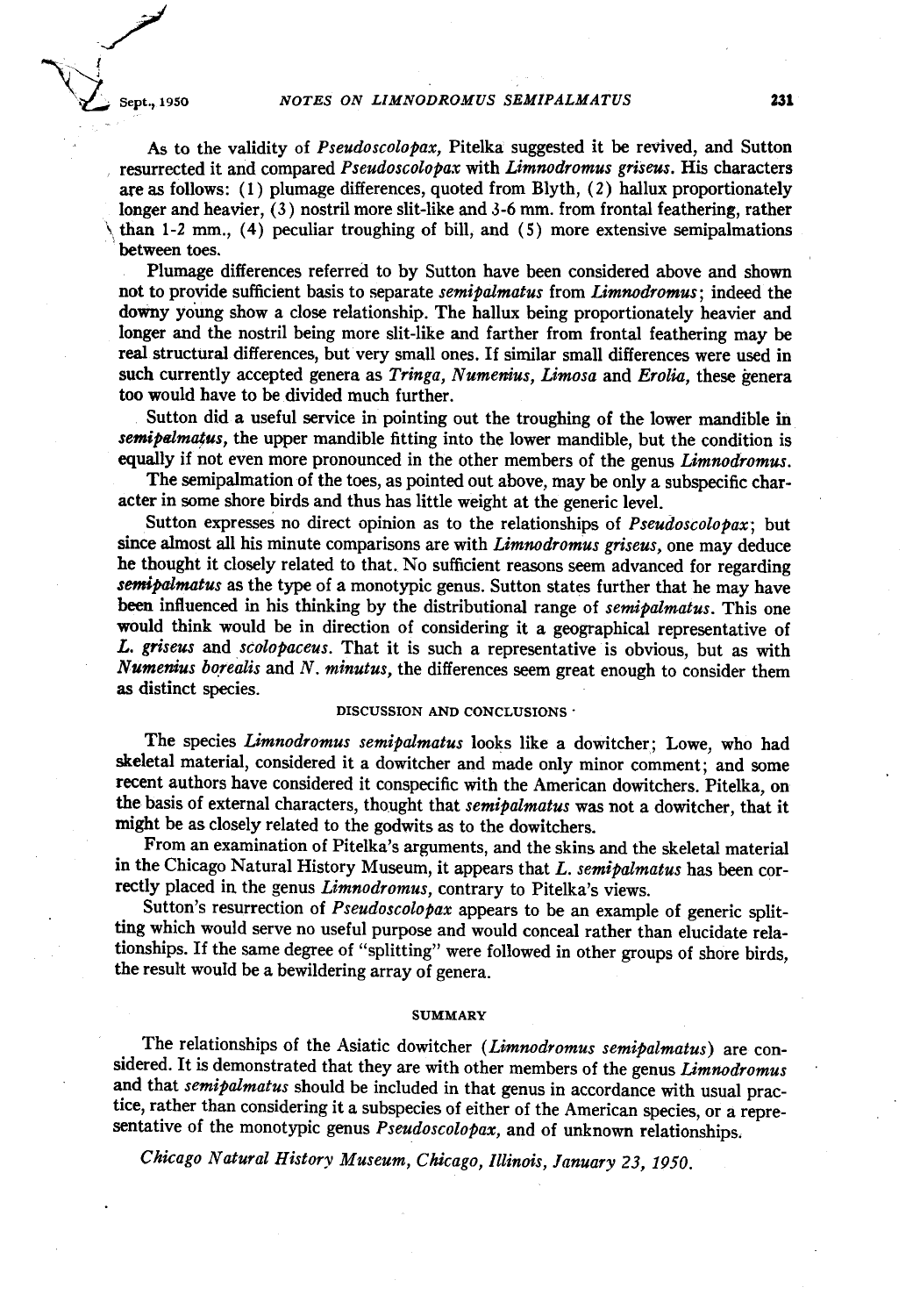As to the validity of *Pseudoscolopax*, Pitelka suggested it be revived, and Sutton resurrected it and compared *Pseudoscolopax* with *Limnodromus griseus*. His characters are as follows: (1) plumage differences, quoted from Blyth, (2) hallux proportionately longer and heavier, (3) nostril more slit-like and 3-6 mm. from frontal feathering, rather than 1-2 mm., (4) peculiar troughing of bill, and (5) more extensive semipalmations between toes.

Plumage differences referred to by Sutton have been considered above and shown not to provide sufficient basis to separate *semipalmatus* from *Limnodromus*; indeed the downy young show a close relationship. The hallux being proportionately heavier and longer and the nostril being more slit-like and farther from frontal feathering may be real structural differences, but very small ones. If similar small differences were used in such currently accepted genera as *Tringa*, *Numenius*, *Limosa* and *Erolia*, these genera too would have to be divided much further.

Sutton did a useful service in pointing out the troughing of the lower mandible in *semipalmatus*, the upper mandible fitting into the lower mandible, but the condition is equally if not even more pronounced in the other members of the genus *Limnodromus*.

The semipalmation of the toes, as pointed out above, may be only a subspecific character in some shore birds and thus has little weight at the generic level.

Sutton expresses no direct opinion as to the relationships of *Pseudoscolopax*; but since almost all his minute comparisons are with *Limnodromus griseus*, one may deduce he thought it closely related to that. No sufficient reasons seem advanced for regarding *semipalmatus* as the type of a monotypic genus. Sutton states further that he may have been influenced in his thinking by the distributional range of *semipalmatus*. This one would think would be in direction of considering it a geographical representative of *L. griseus* and *scolopaceus*. That it is such a representative is obvious, but as with *Numenius borealis* and *N. minutus*, the differences seem great enough to consider them as distinct species.

## DISCUSSION AND CONCLUSIONS

The species *Limnodromus semipalmatus* looks like a dowitcher; Lowe, who had skeletal material, considered it a dowitcher and made only minor comment; and some recent authors have considered it conspecific with the American dowitchers. Pitelka, on the basis of external characters, thought that *semipalmatus* was not a dowitcher, that it might be as closely related to the godwits as to the dowitchers.

From an examination of Pitelka's arguments, and the skins and the skeletal material in the Chicago Natural History Museum, it appears that *L. semipalmatus* has been correctly placed in the genus *Limnodromus*, contrary to Pitelka's views.

Sutton's resurrection of *Pseudoscolopax* appears to be an example of generic splitting which would serve no useful purpose and would conceal rather than elucidate relationships. If the same degree of "splitting" were followed in other groups of shore birds, the result would be a bewildering array of genera.

## SUMMARY

The relationships of the Asiatic dowitcher (*Limnodromus semipalmatus*) are considered. It is demonstrated that they are with other members of the genus *Limnodromus* and that *semipalmatus* should be included in that genus in accordance with usual practice, rather than considering it a subspecies of either of the American species, or a representative of the monotypic genus *Pseudoscolopax*, and of unknown relationships.

*Chicago Natural History Museum, Chicago, Illinois, January 23, 1950.*